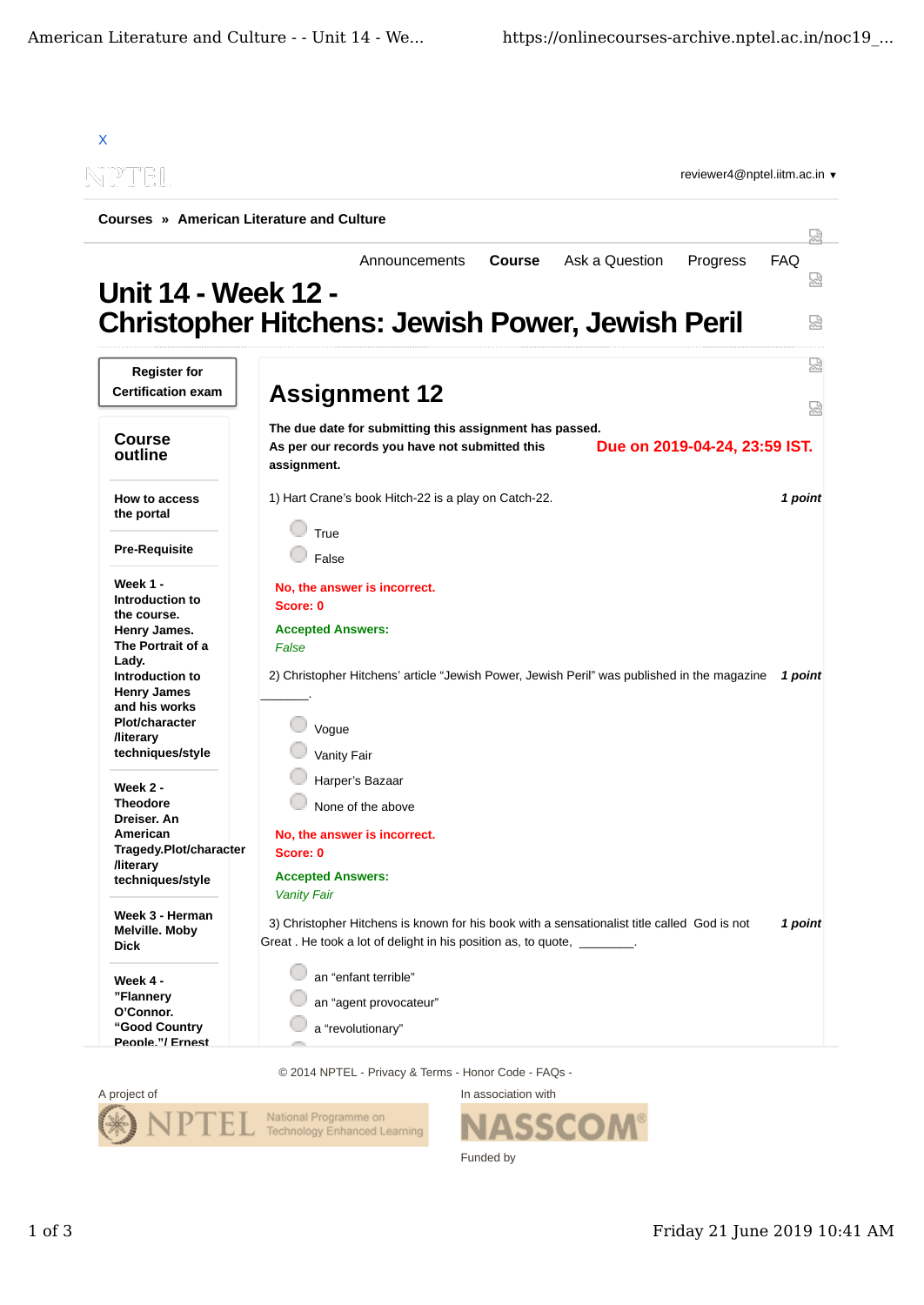X

reviewer4@nptel.iitm.ac.in ▾

Courses » American Literature and Culture

Announcements Course Ask a Question Progress FAQ

# Unit 14 - Week 12 - Christopher Hitchens: Jewish Power, Jewish Peril

Register for Certification exam

## Course outline

How to access the portal

Pre-Requisite

Week 1 - Introduction to the course. Henry James. The Portrait of a Lady. Introduction to Henry James and his works Plot/character /literary techniques/style

Week 2 - Theodore Dreiser. An American Tragedy.Plot/character /literary techniques/style

Week 3 - Herman Melville. Moby Dick

Week 4 - "Flannery O'Connor. "Good Country People."/ Ernest

## Assignment 12

**The due date for submitting this assignment has passed.**

**As per our records you have not submitted this assignment.**

**Due on 2019-04-24, 23:59 IST.**

1) Hart Crane's book Hitch-22 is a play on Catch-22. *1 point*

- True
- False

**No, the answer is incorrect.**
**Score: 0**

**Accepted Answers:**
*False*

2) Christopher Hitchens' article "Jewish Power, Jewish Peril" was published in the magazine _______. *1 point*

- Vogue
- Vanity Fair
- Harper's Bazaar
- None of the above

**No, the answer is incorrect.**
**Score: 0**

**Accepted Answers:**
*Vanity Fair*

3) Christopher Hitchens is known for his book with a sensationalist title called God is not Great . He took a lot of delight in his position as, to quote, ________. *1 point*

- an "enfant terrible"
- an "agent provocateur"
- a "revolutionary"

© 2014 NPTEL - Privacy & Terms - Honor Code - FAQs -

A project of

In association with

Funded by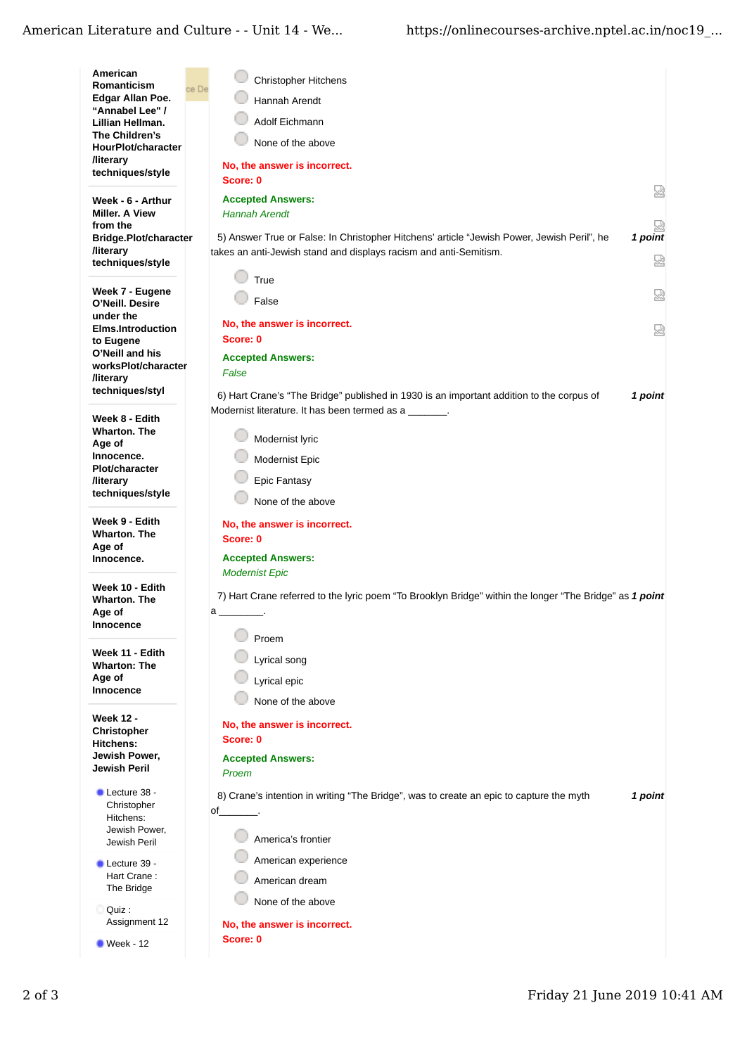- American Romanticism Edgar Allan Poe. "Annabel Lee" / Lillian Hellman. The Children's HourPlot/character /literary techniques/style
- Week - 6 - Arthur Miller. A View from the Bridge.Plot/character /literary techniques/style
- Week 7 - Eugene O'Neill. Desire under the Elms.Introduction to Eugene O'Neill and his worksPlot/character /literary techniques/styl
- Week 8 - Edith Wharton. The Age of Innocence. Plot/character /literary techniques/style
- Week 9 - Edith Wharton. The Age of Innocence.
- Week 10 - Edith Wharton. The Age of Innocence
- Week 11 - Edith Wharton: The Age of Innocence
- Week 12 - Christopher Hitchens: Jewish Power, Jewish Peril
  - Lecture 38 - Christopher Hitchens: Jewish Power, Jewish Peril
  - Lecture 39 - Hart Crane : The Bridge
  - Quiz : Assignment 12
  - Week - 12

---

- Christopher Hitchens
- Hannah Arendt
- Adolf Eichmann
- None of the above

**No, the answer is incorrect.**
**Score: 0**

**Accepted Answers:**
*Hannah Arendt*

5) Answer True or False: In Christopher Hitchens' article "Jewish Power, Jewish Peril", he takes an anti-Jewish stand and displays racism and anti-Semitism. ***1 point***

- True
- False

**No, the answer is incorrect.**
**Score: 0**

**Accepted Answers:**
*False*

6) Hart Crane's "The Bridge" published in 1930 is an important addition to the corpus of Modernist literature. It has been termed as a _______. ***1 point***

- Modernist lyric
- Modernist Epic
- Epic Fantasy
- None of the above

**No, the answer is incorrect.**
**Score: 0**

**Accepted Answers:**
*Modernist Epic*

7) Hart Crane referred to the lyric poem "To Brooklyn Bridge" within the longer "The Bridge" as a ________. ***1 point***

- Proem
- Lyrical song
- Lyrical epic
- None of the above

**No, the answer is incorrect.**
**Score: 0**

**Accepted Answers:**
*Proem*

8) Crane's intention in writing "The Bridge", was to create an epic to capture the myth of_______. ***1 point***

- America's frontier
- American experience
- American dream
- None of the above

**No, the answer is incorrect.**
**Score: 0**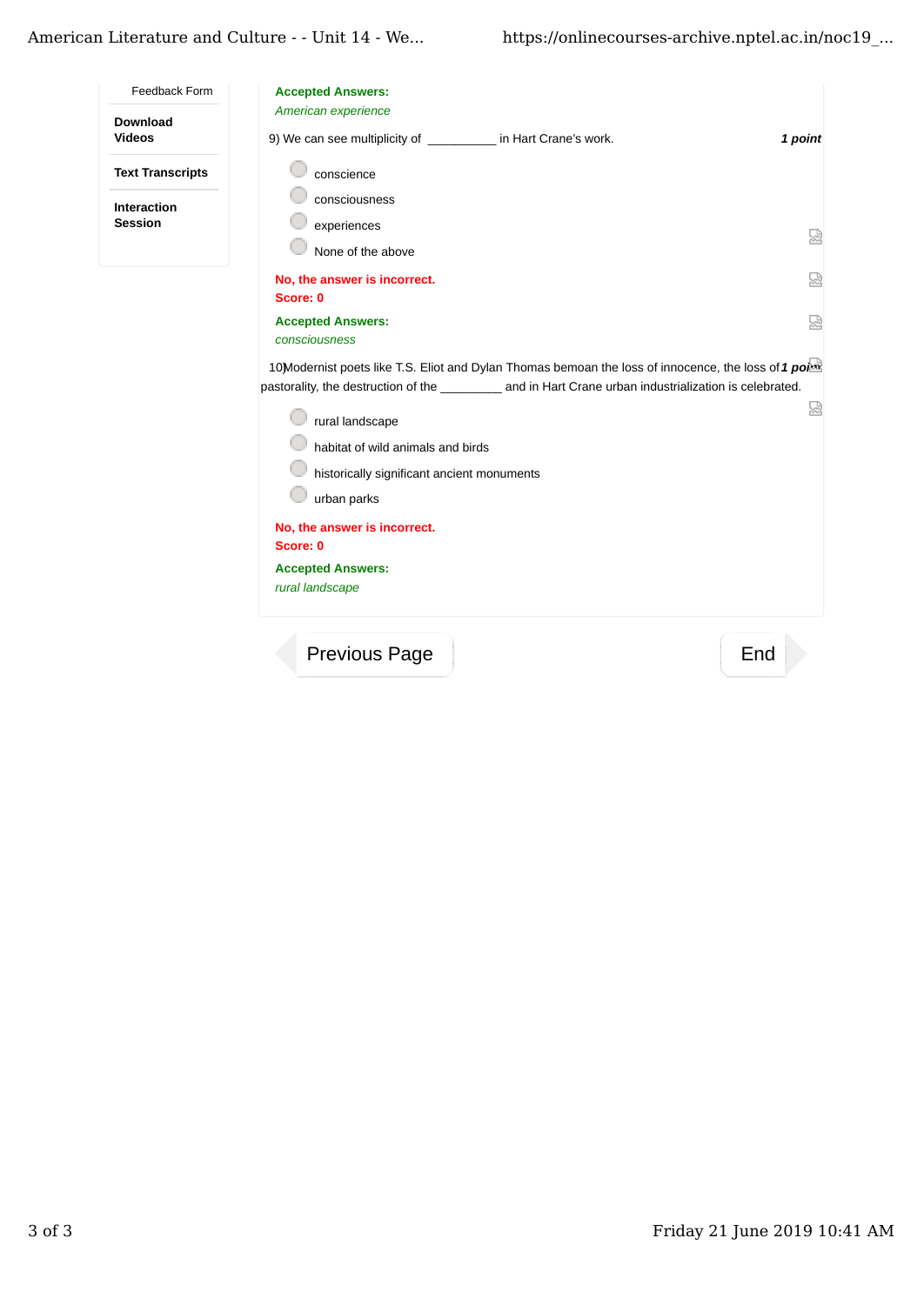Feedback Form

**Download Videos**

**Text Transcripts**

**Interaction Session**

**Accepted Answers:**
*American experience*

9) We can see multiplicity of __________ in Hart Crane's work. ***1 point***

- conscience
- consciousness
- experiences
- None of the above

**No, the answer is incorrect.**
**Score: 0**

**Accepted Answers:**
*consciousness*

10) Modernist poets like T.S. Eliot and Dylan Thomas bemoan the loss of innocence, the loss of pastorality, the destruction of the _________ and in Hart Crane urban industrialization is celebrated. ***1 point***

- rural landscape
- habitat of wild animals and birds
- historically significant ancient monuments
- urban parks

**No, the answer is incorrect.**
**Score: 0**

**Accepted Answers:**
*rural landscape*

Previous Page

End